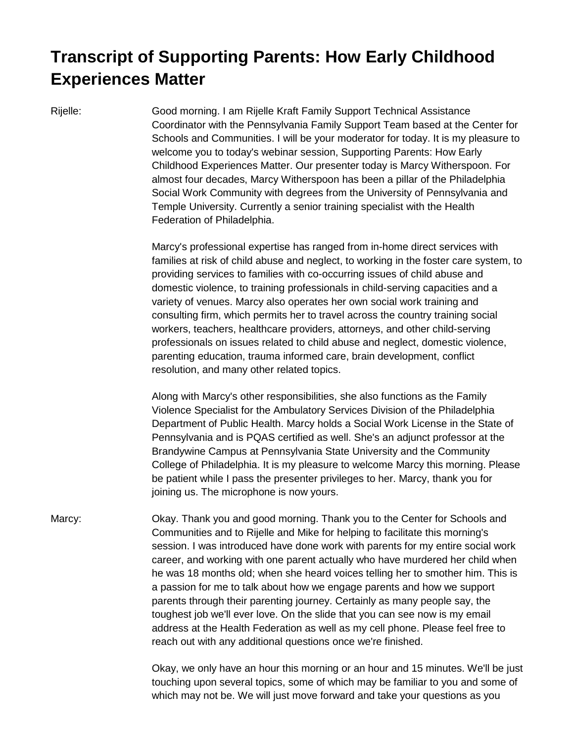# Transcript of Supporting Parents: How Early Childhood Experiences Matter

Rijelle: Good morning. I am Rijelle Kraft Family Support Technical Assistance Coordinator with the Pennsylvania Family Support Team based at the Center for Schools and Communities. I will be your moderator for today. It is my pleasure to welcome you to today's webinar session, Supporting Parents: How Early Childhood Experiences Matter. Our presenter today is Marcy Witherspoon. For almost four decades, Marcy Witherspoon has been a pillar of the Philadelphia Social Work Community with degrees from the University of Pennsylvania and Temple University. Currently a senior training specialist with the Health Federation of Philadelphia.

Marcy's professional expertise has ranged from in-home direct services with families at risk of child abuse and neglect, to working in the foster care system, to providing services to families with co-occurring issues of child abuse and domestic violence, to training professionals in child-serving capacities and a variety of venues. Marcy also operates her own social work training and consulting firm, which permits her to travel across the country training social workers, teachers, healthcare providers, attorneys, and other child-serving professionals on issues related to child abuse and neglect, domestic violence, parenting education, trauma informed care, brain development, conflict resolution, and many other related topics.

Along with Marcy's other responsibilities, she also functions as the Family Violence Specialist for the Ambulatory Services Division of the Philadelphia Department of Public Health. Marcy holds a Social Work License in the State of Pennsylvania and is PQAS certified as well. She's an adjunct professor at the Brandywine Campus at Pennsylvania State University and the Community College of Philadelphia. It is my pleasure to welcome Marcy this morning. Please be patient while I pass the presenter privileges to her. Marcy, thank you for joining us. The microphone is now yours.

Marcy: Okay. Thank you and good morning. Thank you to the Center for Schools and Communities and to Rijelle and Mike for helping to facilitate this morning's session. I was introduced have done work with parents for my entire social work career, and working with one parent actually who have murdered her child when he was 18 months old; when she heard voices telling her to smother him. This is a passion for me to talk about how we engage parents and how we support parents through their parenting journey. Certainly as many people say, the toughest job we'll ever love. On the slide that you can see now is my email address at the Health Federation as well as my cell phone. Please feel free to reach out with any additional questions once we're finished.

Okay, we only have an hour this morning or an hour and 15 minutes. We'll be just touching upon several topics, some of which may be familiar to you and some of which may not be. We will just move forward and take your questions as you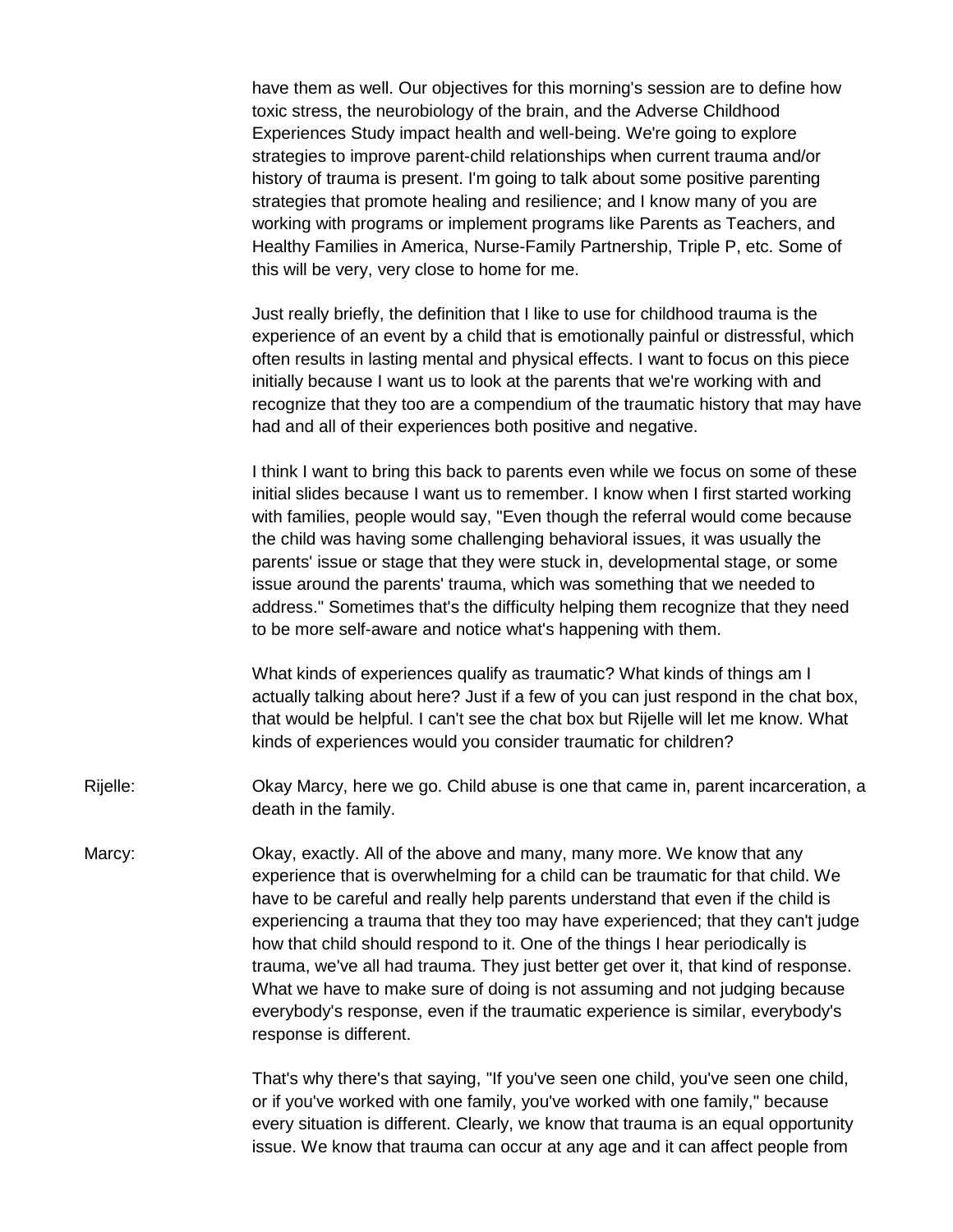have them as well. Our objectives for this morning's session are to define how toxic stress, the neurobiology of the brain, and the Adverse Childhood Experiences Study impact health and well-being. We're going to explore strategies to improve parent-child relationships when current trauma and/or history of trauma is present. I'm going to talk about some positive parenting strategies that promote healing and resilience; and I know many of you are working with programs or implement programs like Parents as Teachers, and Healthy Families in America, Nurse-Family Partnership, Triple P, etc. Some of this will be very, very close to home for me.

Just really briefly, the definition that I like to use for childhood trauma is the experience of an event by a child that is emotionally painful or distressful, which often results in lasting mental and physical effects. I want to focus on this piece initially because I want us to look at the parents that we're working with and recognize that they too are a compendium of the traumatic history that may have had and all of their experiences both positive and negative.

I think I want to bring this back to parents even while we focus on some of these initial slides because I want us to remember. I know when I first started working with families, people would say, "Even though the referral would come because the child was having some challenging behavioral issues, it was usually the parents' issue or stage that they were stuck in, developmental stage, or some issue around the parents' trauma, which was something that we needed to address." Sometimes that's the difficulty helping them recognize that they need to be more self-aware and notice what's happening with them.

What kinds of experiences qualify as traumatic? What kinds of things am I actually talking about here? Just if a few of you can just respond in the chat box, that would be helpful. I can't see the chat box but Rijelle will let me know. What kinds of experiences would you consider traumatic for children?

Rijelle: Okay Marcy, here we go. Child abuse is one that came in, parent incarceration, a death in the family.

Marcy: Okay, exactly. All of the above and many, many more. We know that any experience that is overwhelming for a child can be traumatic for that child. We have to be careful and really help parents understand that even if the child is experiencing a trauma that they too may have experienced; that they can't judge how that child should respond to it. One of the things I hear periodically is trauma, we've all had trauma. They just better get over it, that kind of response. What we have to make sure of doing is not assuming and not judging because everybody's response, even if the traumatic experience is similar, everybody's response is different.

That's why there's that saying, "If you've seen one child, you've seen one child, or if you've worked with one family, you've worked with one family," because every situation is different. Clearly, we know that trauma is an equal opportunity issue. We know that trauma can occur at any age and it can affect people from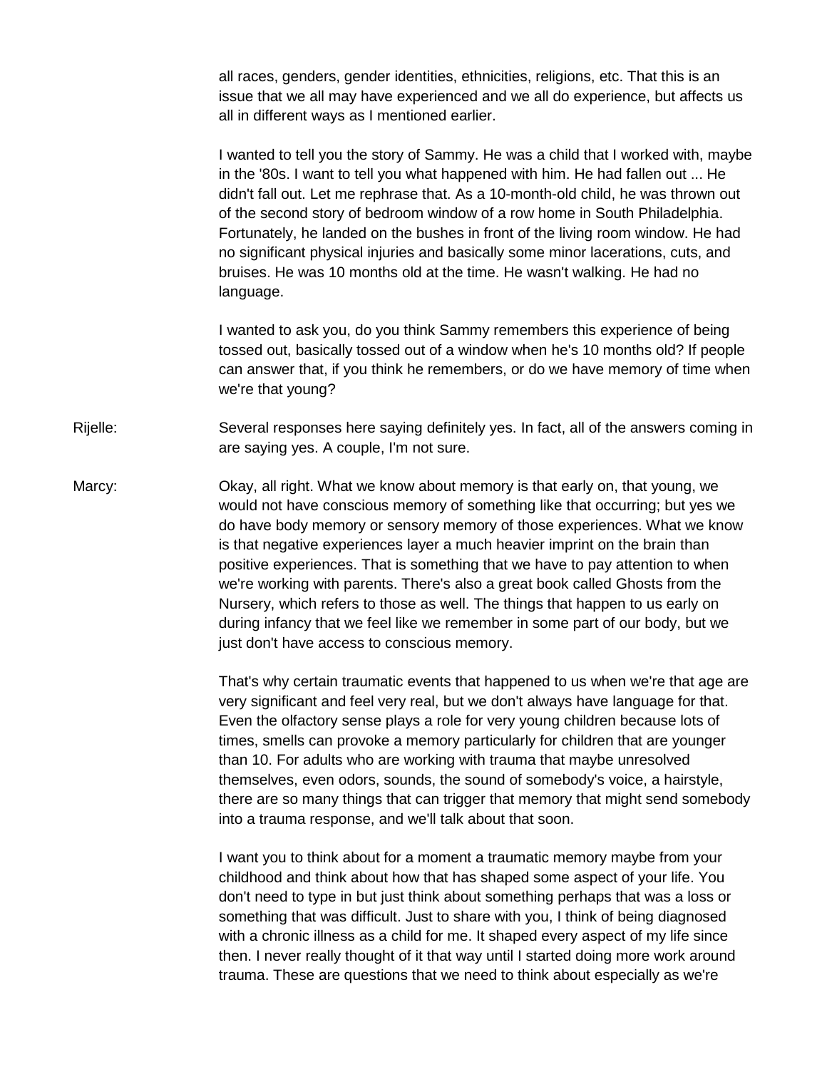all races, genders, gender identities, ethnicities, religions, etc. That this is an issue that we all may have experienced and we all do experience, but affects us all in different ways as I mentioned earlier.

I wanted to tell you the story of Sammy. He was a child that I worked with, maybe in the '80s. I want to tell you what happened with him. He had fallen out ... He didn't fall out. Let me rephrase that. As a 10-month-old child, he was thrown out of the second story of bedroom window of a row home in South Philadelphia. Fortunately, he landed on the bushes in front of the living room window. He had no significant physical injuries and basically some minor lacerations, cuts, and bruises. He was 10 months old at the time. He wasn't walking. He had no language.

I wanted to ask you, do you think Sammy remembers this experience of being tossed out, basically tossed out of a window when he's 10 months old? If people can answer that, if you think he remembers, or do we have memory of time when we're that young?

Rijelle: Several responses here saying definitely yes. In fact, all of the answers coming in are saying yes. A couple, I'm not sure.

Marcy: Okay, all right. What we know about memory is that early on, that young, we would not have conscious memory of something like that occurring; but yes we do have body memory or sensory memory of those experiences. What we know is that negative experiences layer a much heavier imprint on the brain than positive experiences. That is something that we have to pay attention to when we're working with parents. There's also a great book called Ghosts from the Nursery, which refers to those as well. The things that happen to us early on during infancy that we feel like we remember in some part of our body, but we just don't have access to conscious memory.

That's why certain traumatic events that happened to us when we're that age are very significant and feel very real, but we don't always have language for that. Even the olfactory sense plays a role for very young children because lots of times, smells can provoke a memory particularly for children that are younger than 10. For adults who are working with trauma that maybe unresolved themselves, even odors, sounds, the sound of somebody's voice, a hairstyle, there are so many things that can trigger that memory that might send somebody into a trauma response, and we'll talk about that soon.

I want you to think about for a moment a traumatic memory maybe from your childhood and think about how that has shaped some aspect of your life. You don't need to type in but just think about something perhaps that was a loss or something that was difficult. Just to share with you, I think of being diagnosed with a chronic illness as a child for me. It shaped every aspect of my life since then. I never really thought of it that way until I started doing more work around trauma. These are questions that we need to think about especially as we're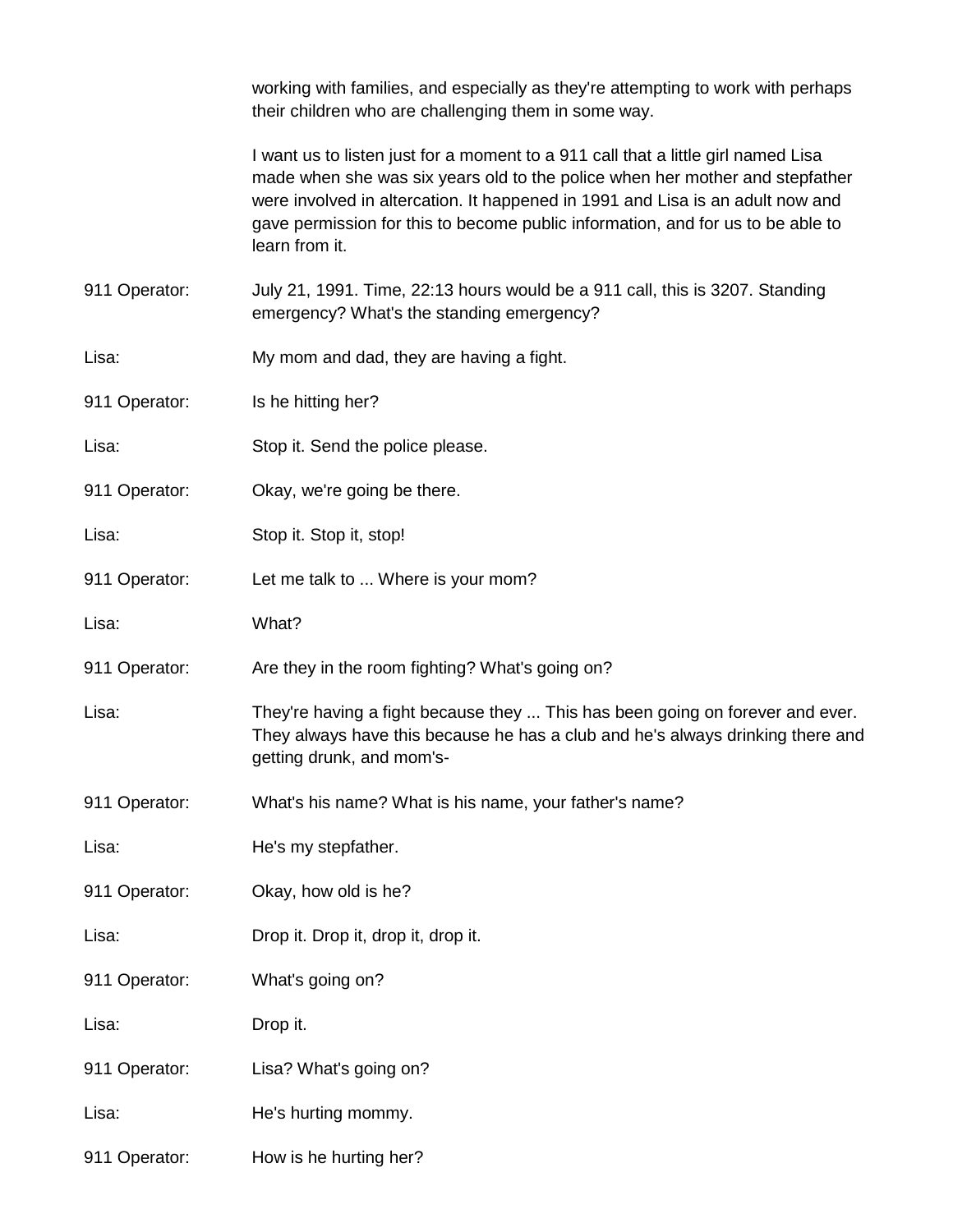working with families, and especially as they're attempting to work with perhaps their children who are challenging them in some way.

I want us to listen just for a moment to a 911 call that a little girl named Lisa made when she was six years old to the police when her mother and stepfather were involved in altercation. It happened in 1991 and Lisa is an adult now and gave permission for this to become public information, and for us to be able to learn from it.

911 Operator: July 21, 1991. Time, 22:13 hours would be a 911 call, this is 3207. Standing emergency? What's the standing emergency?

Lisa: My mom and dad, they are having a fight.

911 Operator: Is he hitting her?

Lisa: Stop it. Send the police please.

911 Operator: Okay, we're going be there.

Lisa: Stop it. Stop it, stop!

911 Operator: Let me talk to ... Where is your mom?

Lisa: What?

911 Operator: Are they in the room fighting? What's going on?

Lisa: They're having a fight because they ... This has been going on forever and ever. They always have this because he has a club and he's always drinking there and getting drunk, and mom's-

911 Operator: What's his name? What is his name, your father's name?

Lisa: He's my stepfather.

911 Operator: Okay, how old is he?

Lisa: Drop it. Drop it, drop it, drop it.

911 Operator: What's going on?

Lisa: Drop it.

911 Operator: Lisa? What's going on?

Lisa: He's hurting mommy.

911 Operator: How is he hurting her?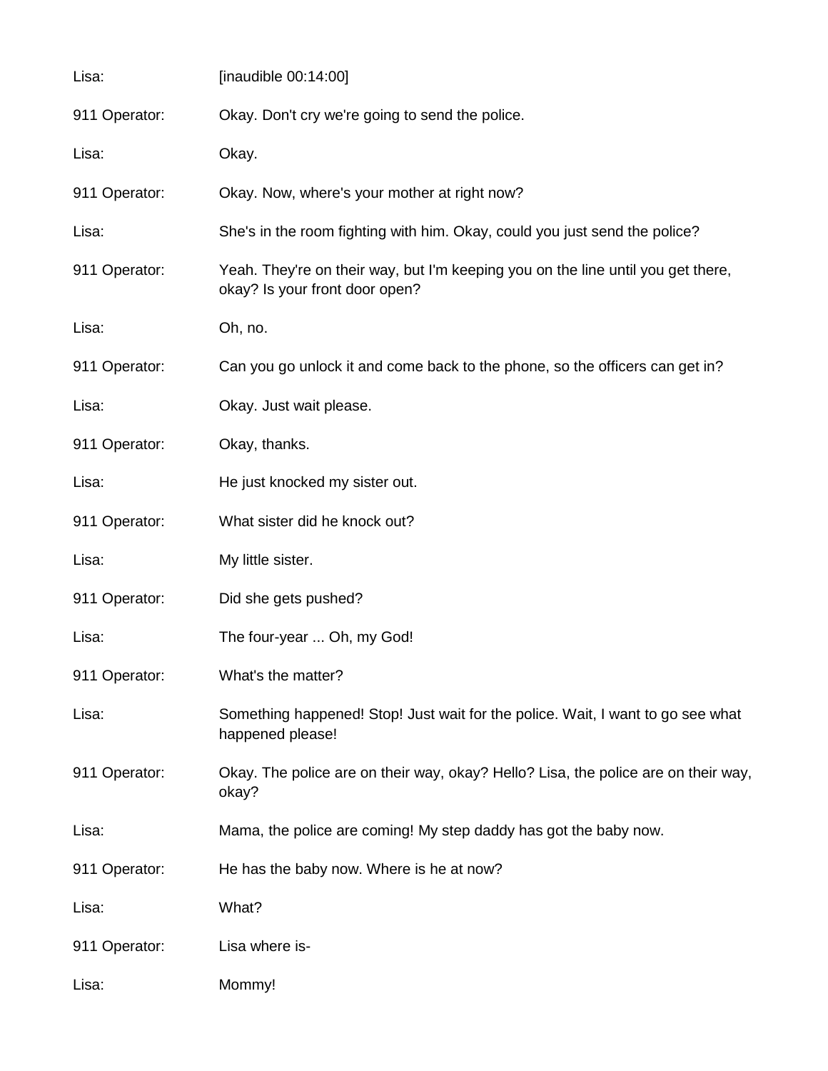Lisa: [inaudible 00:14:00]

911 Operator: Okay. Don't cry we're going to send the police.

Lisa: Okay.

911 Operator: Okay. Now, where's your mother at right now?

Lisa: She's in the room fighting with him. Okay, could you just send the police?

911 Operator: Yeah. They're on their way, but I'm keeping you on the line until you get there, okay? Is your front door open?

Lisa: Oh, no.

911 Operator: Can you go unlock it and come back to the phone, so the officers can get in?

Lisa: Okay. Just wait please.

911 Operator: Okay, thanks.

Lisa: He just knocked my sister out.

911 Operator: What sister did he knock out?

Lisa: My little sister.

911 Operator: Did she gets pushed?

Lisa: The four-year ... Oh, my God!

911 Operator: What's the matter?

Lisa: Something happened! Stop! Just wait for the police. Wait, I want to go see what happened please!

911 Operator: Okay. The police are on their way, okay? Hello? Lisa, the police are on their way, okay?

Lisa: Mama, the police are coming! My step daddy has got the baby now.

911 Operator: He has the baby now. Where is he at now?

Lisa: What?

911 Operator: Lisa where is-

Lisa: Mommy!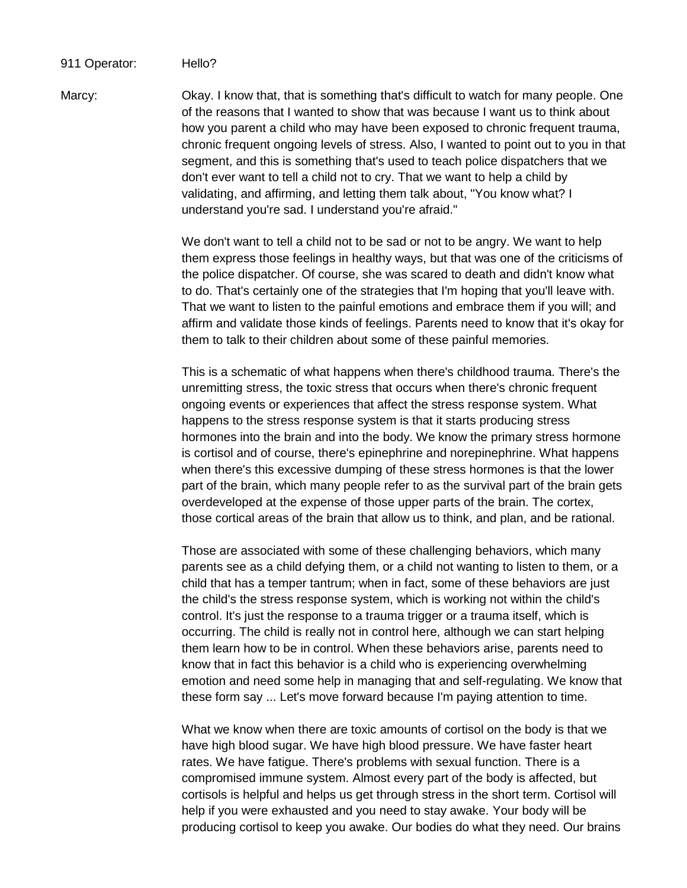911 Operator: Hello?

Marcy: Okay. I know that, that is something that's difficult to watch for many people. One of the reasons that I wanted to show that was because I want us to think about how you parent a child who may have been exposed to chronic frequent trauma, chronic frequent ongoing levels of stress. Also, I wanted to point out to you in that segment, and this is something that's used to teach police dispatchers that we don't ever want to tell a child not to cry. That we want to help a child by validating, and affirming, and letting them talk about, "You know what? I understand you're sad. I understand you're afraid."

We don't want to tell a child not to be sad or not to be angry. We want to help them express those feelings in healthy ways, but that was one of the criticisms of the police dispatcher. Of course, she was scared to death and didn't know what to do. That's certainly one of the strategies that I'm hoping that you'll leave with. That we want to listen to the painful emotions and embrace them if you will; and affirm and validate those kinds of feelings. Parents need to know that it's okay for them to talk to their children about some of these painful memories.

This is a schematic of what happens when there's childhood trauma. There's the unremitting stress, the toxic stress that occurs when there's chronic frequent ongoing events or experiences that affect the stress response system. What happens to the stress response system is that it starts producing stress hormones into the brain and into the body. We know the primary stress hormone is cortisol and of course, there's epinephrine and norepinephrine. What happens when there's this excessive dumping of these stress hormones is that the lower part of the brain, which many people refer to as the survival part of the brain gets overdeveloped at the expense of those upper parts of the brain. The cortex, those cortical areas of the brain that allow us to think, and plan, and be rational.

Those are associated with some of these challenging behaviors, which many parents see as a child defying them, or a child not wanting to listen to them, or a child that has a temper tantrum; when in fact, some of these behaviors are just the child's the stress response system, which is working not within the child's control. It's just the response to a trauma trigger or a trauma itself, which is occurring. The child is really not in control here, although we can start helping them learn how to be in control. When these behaviors arise, parents need to know that in fact this behavior is a child who is experiencing overwhelming emotion and need some help in managing that and self-regulating. We know that these form say ... Let's move forward because I'm paying attention to time.

What we know when there are toxic amounts of cortisol on the body is that we have high blood sugar. We have high blood pressure. We have faster heart rates. We have fatigue. There's problems with sexual function. There is a compromised immune system. Almost every part of the body is affected, but cortisols is helpful and helps us get through stress in the short term. Cortisol will help if you were exhausted and you need to stay awake. Your body will be producing cortisol to keep you awake. Our bodies do what they need. Our brains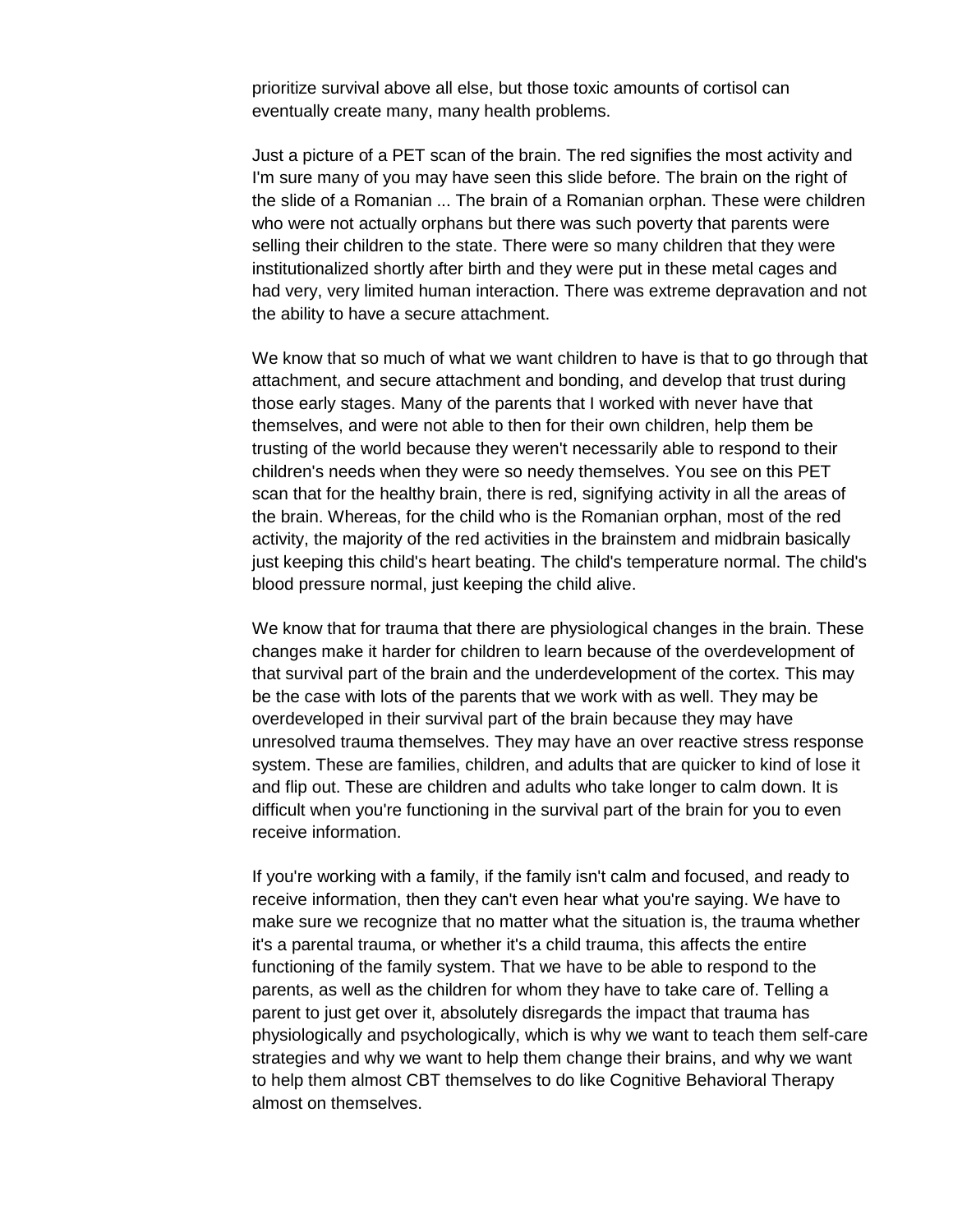prioritize survival above all else, but those toxic amounts of cortisol can eventually create many, many health problems.

Just a picture of a PET scan of the brain. The red signifies the most activity and I'm sure many of you may have seen this slide before. The brain on the right of the slide of a Romanian ... The brain of a Romanian orphan. These were children who were not actually orphans but there was such poverty that parents were selling their children to the state. There were so many children that they were institutionalized shortly after birth and they were put in these metal cages and had very, very limited human interaction. There was extreme depravation and not the ability to have a secure attachment.

We know that so much of what we want children to have is that to go through that attachment, and secure attachment and bonding, and develop that trust during those early stages. Many of the parents that I worked with never have that themselves, and were not able to then for their own children, help them be trusting of the world because they weren't necessarily able to respond to their children's needs when they were so needy themselves. You see on this PET scan that for the healthy brain, there is red, signifying activity in all the areas of the brain. Whereas, for the child who is the Romanian orphan, most of the red activity, the majority of the red activities in the brainstem and midbrain basically just keeping this child's heart beating. The child's temperature normal. The child's blood pressure normal, just keeping the child alive.

We know that for trauma that there are physiological changes in the brain. These changes make it harder for children to learn because of the overdevelopment of that survival part of the brain and the underdevelopment of the cortex. This may be the case with lots of the parents that we work with as well. They may be overdeveloped in their survival part of the brain because they may have unresolved trauma themselves. They may have an over reactive stress response system. These are families, children, and adults that are quicker to kind of lose it and flip out. These are children and adults who take longer to calm down. It is difficult when you're functioning in the survival part of the brain for you to even receive information.

If you're working with a family, if the family isn't calm and focused, and ready to receive information, then they can't even hear what you're saying. We have to make sure we recognize that no matter what the situation is, the trauma whether it's a parental trauma, or whether it's a child trauma, this affects the entire functioning of the family system. That we have to be able to respond to the parents, as well as the children for whom they have to take care of. Telling a parent to just get over it, absolutely disregards the impact that trauma has physiologically and psychologically, which is why we want to teach them self-care strategies and why we want to help them change their brains, and why we want to help them almost CBT themselves to do like Cognitive Behavioral Therapy almost on themselves.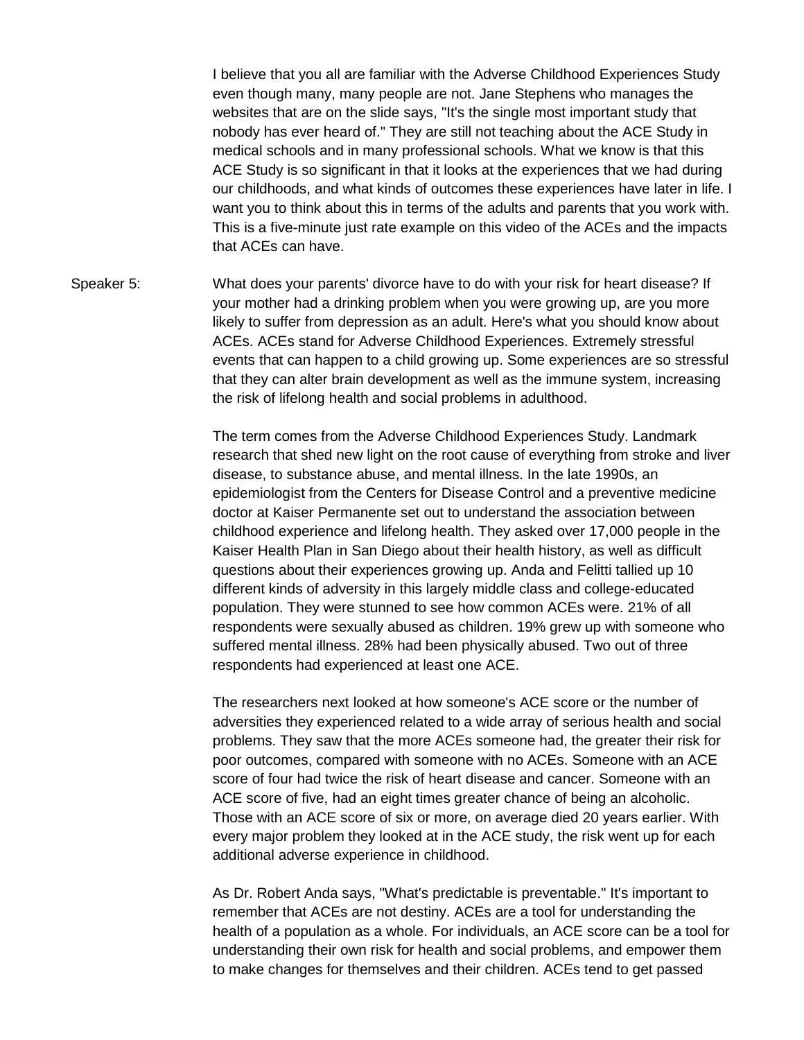I believe that you all are familiar with the Adverse Childhood Experiences Study even though many, many people are not. Jane Stephens who manages the websites that are on the slide says, "It's the single most important study that nobody has ever heard of." They are still not teaching about the ACE Study in medical schools and in many professional schools. What we know is that this ACE Study is so significant in that it looks at the experiences that we had during our childhoods, and what kinds of outcomes these experiences have later in life. I want you to think about this in terms of the adults and parents that you work with. This is a five-minute just rate example on this video of the ACEs and the impacts that ACEs can have.

Speaker 5: What does your parents' divorce have to do with your risk for heart disease? If your mother had a drinking problem when you were growing up, are you more likely to suffer from depression as an adult. Here's what you should know about ACEs. ACEs stand for Adverse Childhood Experiences. Extremely stressful events that can happen to a child growing up. Some experiences are so stressful that they can alter brain development as well as the immune system, increasing the risk of lifelong health and social problems in adulthood.

The term comes from the Adverse Childhood Experiences Study. Landmark research that shed new light on the root cause of everything from stroke and liver disease, to substance abuse, and mental illness. In the late 1990s, an epidemiologist from the Centers for Disease Control and a preventive medicine doctor at Kaiser Permanente set out to understand the association between childhood experience and lifelong health. They asked over 17,000 people in the Kaiser Health Plan in San Diego about their health history, as well as difficult questions about their experiences growing up. Anda and Felitti tallied up 10 different kinds of adversity in this largely middle class and college-educated population. They were stunned to see how common ACEs were. 21% of all respondents were sexually abused as children. 19% grew up with someone who suffered mental illness. 28% had been physically abused. Two out of three respondents had experienced at least one ACE.

The researchers next looked at how someone's ACE score or the number of adversities they experienced related to a wide array of serious health and social problems. They saw that the more ACEs someone had, the greater their risk for poor outcomes, compared with someone with no ACEs. Someone with an ACE score of four had twice the risk of heart disease and cancer. Someone with an ACE score of five, had an eight times greater chance of being an alcoholic. Those with an ACE score of six or more, on average died 20 years earlier. With every major problem they looked at in the ACE study, the risk went up for each additional adverse experience in childhood.

As Dr. Robert Anda says, "What's predictable is preventable." It's important to remember that ACEs are not destiny. ACEs are a tool for understanding the health of a population as a whole. For individuals, an ACE score can be a tool for understanding their own risk for health and social problems, and empower them to make changes for themselves and their children. ACEs tend to get passed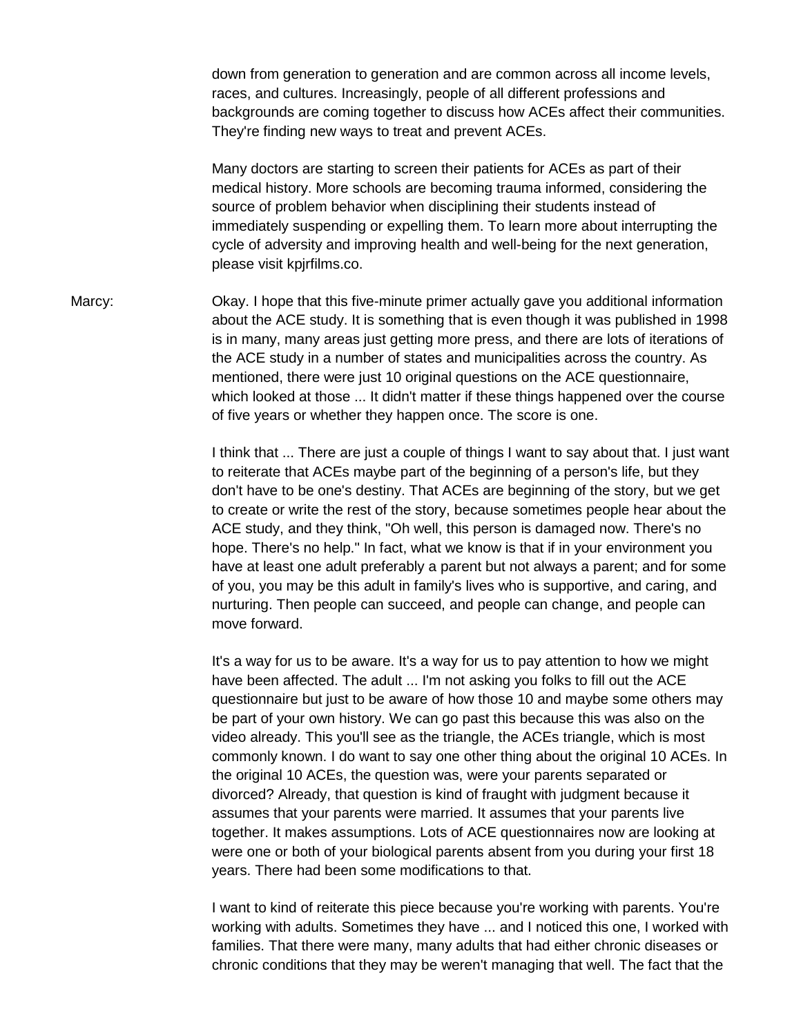down from generation to generation and are common across all income levels, races, and cultures. Increasingly, people of all different professions and backgrounds are coming together to discuss how ACEs affect their communities. They're finding new ways to treat and prevent ACEs.

Many doctors are starting to screen their patients for ACEs as part of their medical history. More schools are becoming trauma informed, considering the source of problem behavior when disciplining their students instead of immediately suspending or expelling them. To learn more about interrupting the cycle of adversity and improving health and well-being for the next generation, please visit kpjrfilms.co.

Marcy: Okay. I hope that this five-minute primer actually gave you additional information about the ACE study. It is something that is even though it was published in 1998 is in many, many areas just getting more press, and there are lots of iterations of the ACE study in a number of states and municipalities across the country. As mentioned, there were just 10 original questions on the ACE questionnaire, which looked at those ... It didn't matter if these things happened over the course of five years or whether they happen once. The score is one.

I think that ... There are just a couple of things I want to say about that. I just want to reiterate that ACEs maybe part of the beginning of a person's life, but they don't have to be one's destiny. That ACEs are beginning of the story, but we get to create or write the rest of the story, because sometimes people hear about the ACE study, and they think, "Oh well, this person is damaged now. There's no hope. There's no help." In fact, what we know is that if in your environment you have at least one adult preferably a parent but not always a parent; and for some of you, you may be this adult in family's lives who is supportive, and caring, and nurturing. Then people can succeed, and people can change, and people can move forward.

It's a way for us to be aware. It's a way for us to pay attention to how we might have been affected. The adult ... I'm not asking you folks to fill out the ACE questionnaire but just to be aware of how those 10 and maybe some others may be part of your own history. We can go past this because this was also on the video already. This you'll see as the triangle, the ACEs triangle, which is most commonly known. I do want to say one other thing about the original 10 ACEs. In the original 10 ACEs, the question was, were your parents separated or divorced? Already, that question is kind of fraught with judgment because it assumes that your parents were married. It assumes that your parents live together. It makes assumptions. Lots of ACE questionnaires now are looking at were one or both of your biological parents absent from you during your first 18 years. There had been some modifications to that.

I want to kind of reiterate this piece because you're working with parents. You're working with adults. Sometimes they have ... and I noticed this one, I worked with families. That there were many, many adults that had either chronic diseases or chronic conditions that they may be weren't managing that well. The fact that the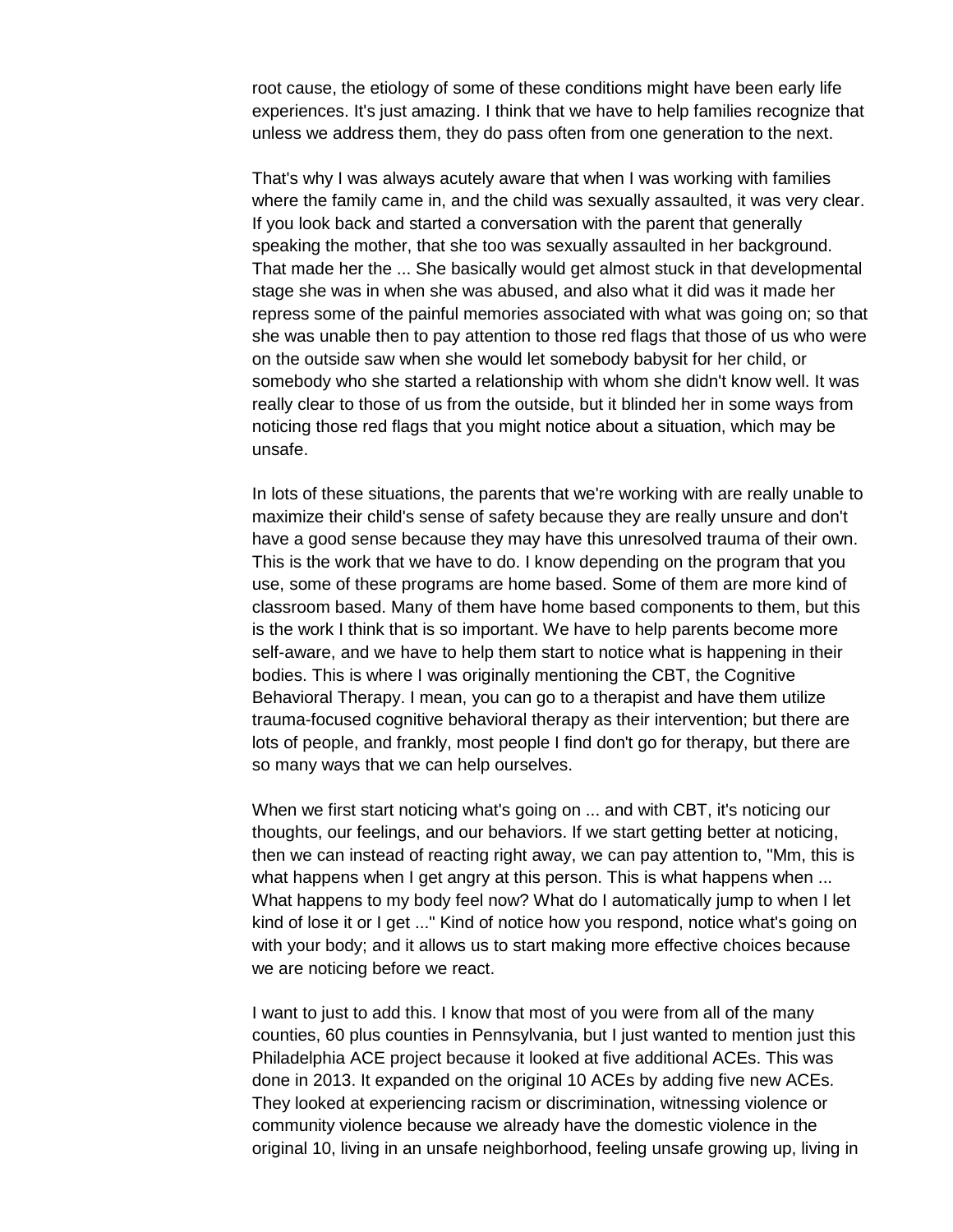root cause, the etiology of some of these conditions might have been early life experiences. It's just amazing. I think that we have to help families recognize that unless we address them, they do pass often from one generation to the next.

That's why I was always acutely aware that when I was working with families where the family came in, and the child was sexually assaulted, it was very clear. If you look back and started a conversation with the parent that generally speaking the mother, that she too was sexually assaulted in her background. That made her the ... She basically would get almost stuck in that developmental stage she was in when she was abused, and also what it did was it made her repress some of the painful memories associated with what was going on; so that she was unable then to pay attention to those red flags that those of us who were on the outside saw when she would let somebody babysit for her child, or somebody who she started a relationship with whom she didn't know well. It was really clear to those of us from the outside, but it blinded her in some ways from noticing those red flags that you might notice about a situation, which may be unsafe.

In lots of these situations, the parents that we're working with are really unable to maximize their child's sense of safety because they are really unsure and don't have a good sense because they may have this unresolved trauma of their own. This is the work that we have to do. I know depending on the program that you use, some of these programs are home based. Some of them are more kind of classroom based. Many of them have home based components to them, but this is the work I think that is so important. We have to help parents become more self-aware, and we have to help them start to notice what is happening in their bodies. This is where I was originally mentioning the CBT, the Cognitive Behavioral Therapy. I mean, you can go to a therapist and have them utilize trauma-focused cognitive behavioral therapy as their intervention; but there are lots of people, and frankly, most people I find don't go for therapy, but there are so many ways that we can help ourselves.

When we first start noticing what's going on ... and with CBT, it's noticing our thoughts, our feelings, and our behaviors. If we start getting better at noticing, then we can instead of reacting right away, we can pay attention to, "Mm, this is what happens when I get angry at this person. This is what happens when ... What happens to my body feel now? What do I automatically jump to when I let kind of lose it or I get ..." Kind of notice how you respond, notice what's going on with your body; and it allows us to start making more effective choices because we are noticing before we react.

I want to just to add this. I know that most of you were from all of the many counties, 60 plus counties in Pennsylvania, but I just wanted to mention just this Philadelphia ACE project because it looked at five additional ACEs. This was done in 2013. It expanded on the original 10 ACEs by adding five new ACEs. They looked at experiencing racism or discrimination, witnessing violence or community violence because we already have the domestic violence in the original 10, living in an unsafe neighborhood, feeling unsafe growing up, living in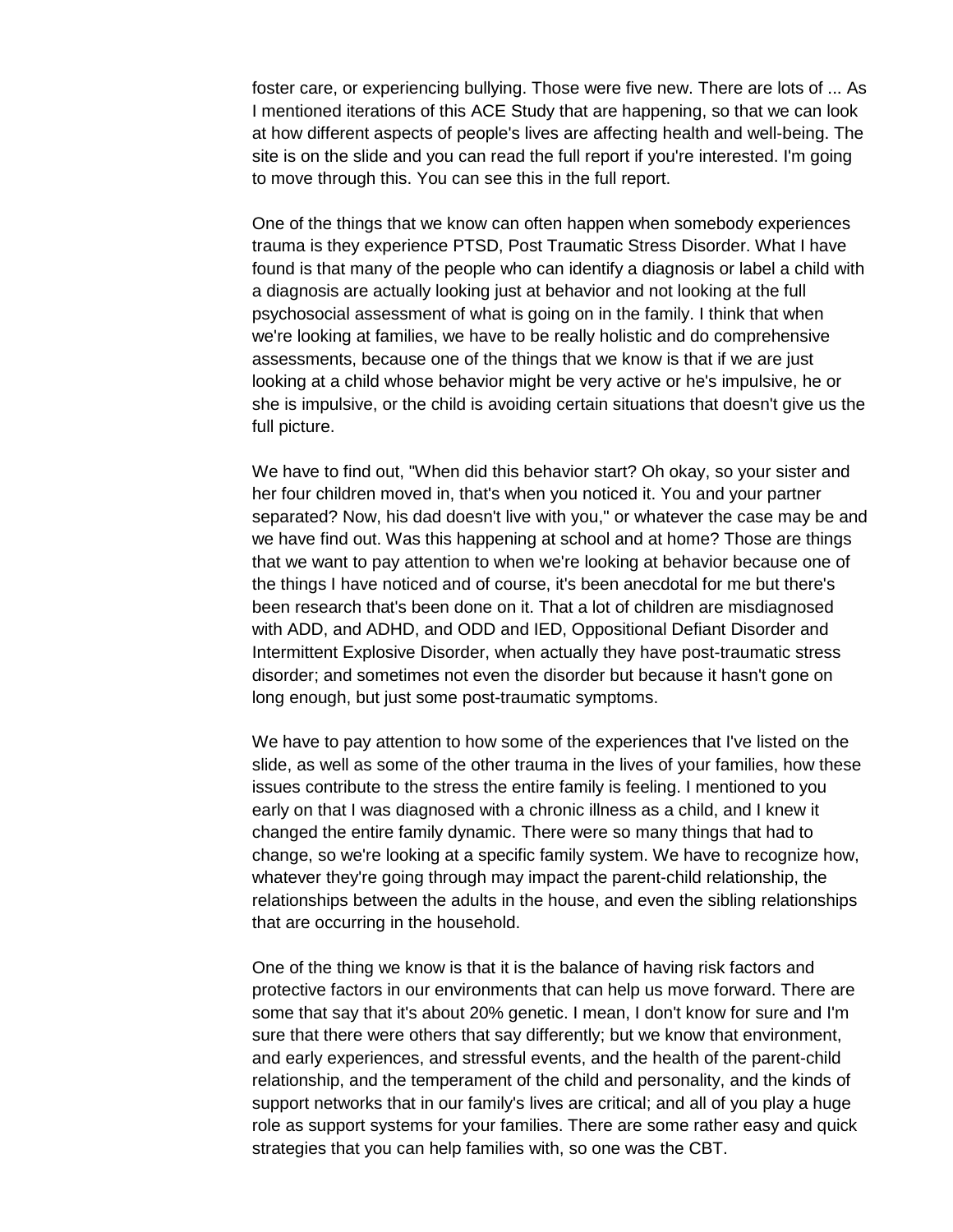foster care, or experiencing bullying. Those were five new. There are lots of ... As I mentioned iterations of this ACE Study that are happening, so that we can look at how different aspects of people's lives are affecting health and well-being. The site is on the slide and you can read the full report if you're interested. I'm going to move through this. You can see this in the full report.

One of the things that we know can often happen when somebody experiences trauma is they experience PTSD, Post Traumatic Stress Disorder. What I have found is that many of the people who can identify a diagnosis or label a child with a diagnosis are actually looking just at behavior and not looking at the full psychosocial assessment of what is going on in the family. I think that when we're looking at families, we have to be really holistic and do comprehensive assessments, because one of the things that we know is that if we are just looking at a child whose behavior might be very active or he's impulsive, he or she is impulsive, or the child is avoiding certain situations that doesn't give us the full picture.

We have to find out, "When did this behavior start? Oh okay, so your sister and her four children moved in, that's when you noticed it. You and your partner separated? Now, his dad doesn't live with you," or whatever the case may be and we have find out. Was this happening at school and at home? Those are things that we want to pay attention to when we're looking at behavior because one of the things I have noticed and of course, it's been anecdotal for me but there's been research that's been done on it. That a lot of children are misdiagnosed with ADD, and ADHD, and ODD and IED, Oppositional Defiant Disorder and Intermittent Explosive Disorder, when actually they have post-traumatic stress disorder; and sometimes not even the disorder but because it hasn't gone on long enough, but just some post-traumatic symptoms.

We have to pay attention to how some of the experiences that I've listed on the slide, as well as some of the other trauma in the lives of your families, how these issues contribute to the stress the entire family is feeling. I mentioned to you early on that I was diagnosed with a chronic illness as a child, and I knew it changed the entire family dynamic. There were so many things that had to change, so we're looking at a specific family system. We have to recognize how, whatever they're going through may impact the parent-child relationship, the relationships between the adults in the house, and even the sibling relationships that are occurring in the household.

One of the thing we know is that it is the balance of having risk factors and protective factors in our environments that can help us move forward. There are some that say that it's about 20% genetic. I mean, I don't know for sure and I'm sure that there were others that say differently; but we know that environment, and early experiences, and stressful events, and the health of the parent-child relationship, and the temperament of the child and personality, and the kinds of support networks that in our family's lives are critical; and all of you play a huge role as support systems for your families. There are some rather easy and quick strategies that you can help families with, so one was the CBT.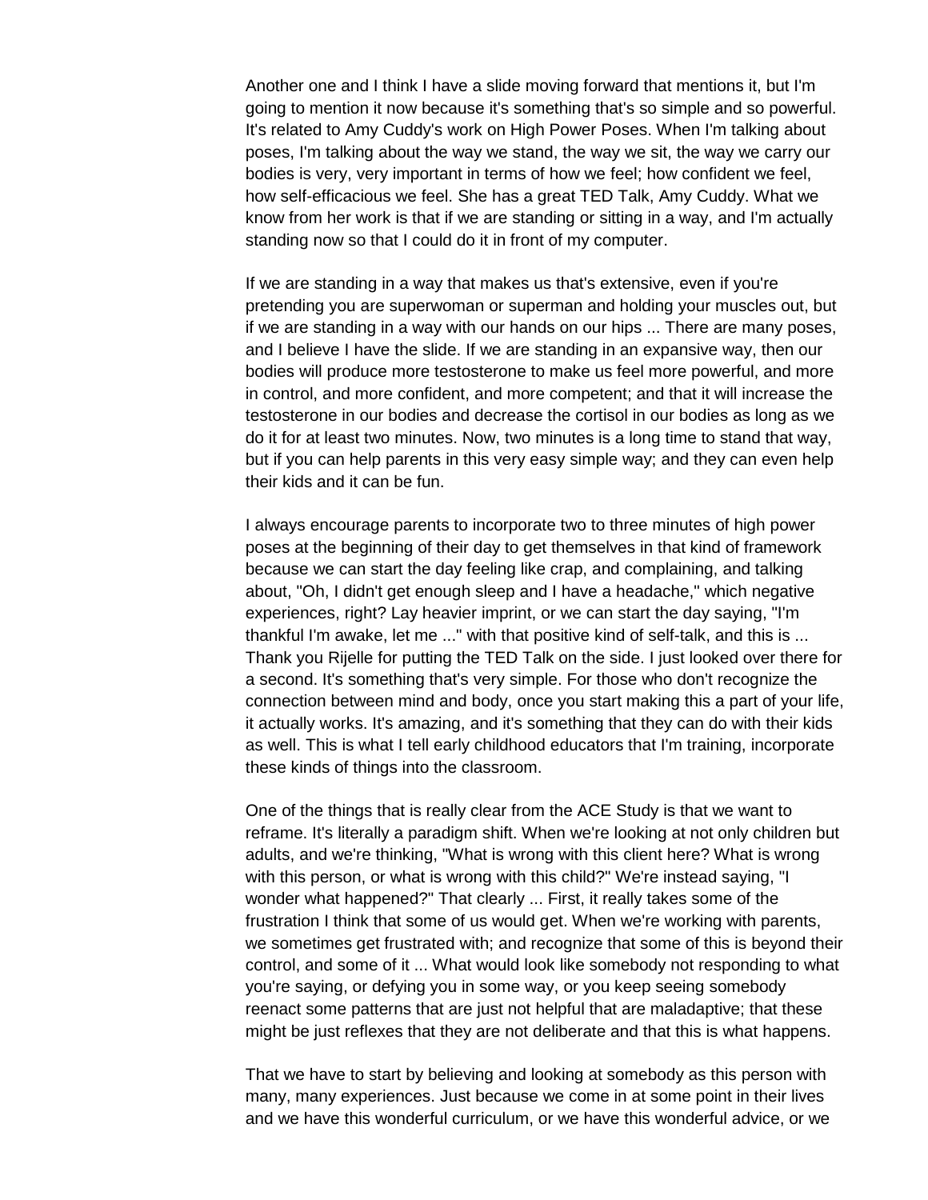Another one and I think I have a slide moving forward that mentions it, but I'm going to mention it now because it's something that's so simple and so powerful. It's related to Amy Cuddy's work on High Power Poses. When I'm talking about poses, I'm talking about the way we stand, the way we sit, the way we carry our bodies is very, very important in terms of how we feel; how confident we feel, how self-efficacious we feel. She has a great TED Talk, Amy Cuddy. What we know from her work is that if we are standing or sitting in a way, and I'm actually standing now so that I could do it in front of my computer.

If we are standing in a way that makes us that's extensive, even if you're pretending you are superwoman or superman and holding your muscles out, but if we are standing in a way with our hands on our hips ... There are many poses, and I believe I have the slide. If we are standing in an expansive way, then our bodies will produce more testosterone to make us feel more powerful, and more in control, and more confident, and more competent; and that it will increase the testosterone in our bodies and decrease the cortisol in our bodies as long as we do it for at least two minutes. Now, two minutes is a long time to stand that way, but if you can help parents in this very easy simple way; and they can even help their kids and it can be fun.

I always encourage parents to incorporate two to three minutes of high power poses at the beginning of their day to get themselves in that kind of framework because we can start the day feeling like crap, and complaining, and talking about, "Oh, I didn't get enough sleep and I have a headache," which negative experiences, right? Lay heavier imprint, or we can start the day saying, "I'm thankful I'm awake, let me ..." with that positive kind of self-talk, and this is ... Thank you Rijelle for putting the TED Talk on the side. I just looked over there for a second. It's something that's very simple. For those who don't recognize the connection between mind and body, once you start making this a part of your life, it actually works. It's amazing, and it's something that they can do with their kids as well. This is what I tell early childhood educators that I'm training, incorporate these kinds of things into the classroom.

One of the things that is really clear from the ACE Study is that we want to reframe. It's literally a paradigm shift. When we're looking at not only children but adults, and we're thinking, "What is wrong with this client here? What is wrong with this person, or what is wrong with this child?" We're instead saying, "I wonder what happened?" That clearly ... First, it really takes some of the frustration I think that some of us would get. When we're working with parents, we sometimes get frustrated with; and recognize that some of this is beyond their control, and some of it ... What would look like somebody not responding to what you're saying, or defying you in some way, or you keep seeing somebody reenact some patterns that are just not helpful that are maladaptive; that these might be just reflexes that they are not deliberate and that this is what happens.

That we have to start by believing and looking at somebody as this person with many, many experiences. Just because we come in at some point in their lives and we have this wonderful curriculum, or we have this wonderful advice, or we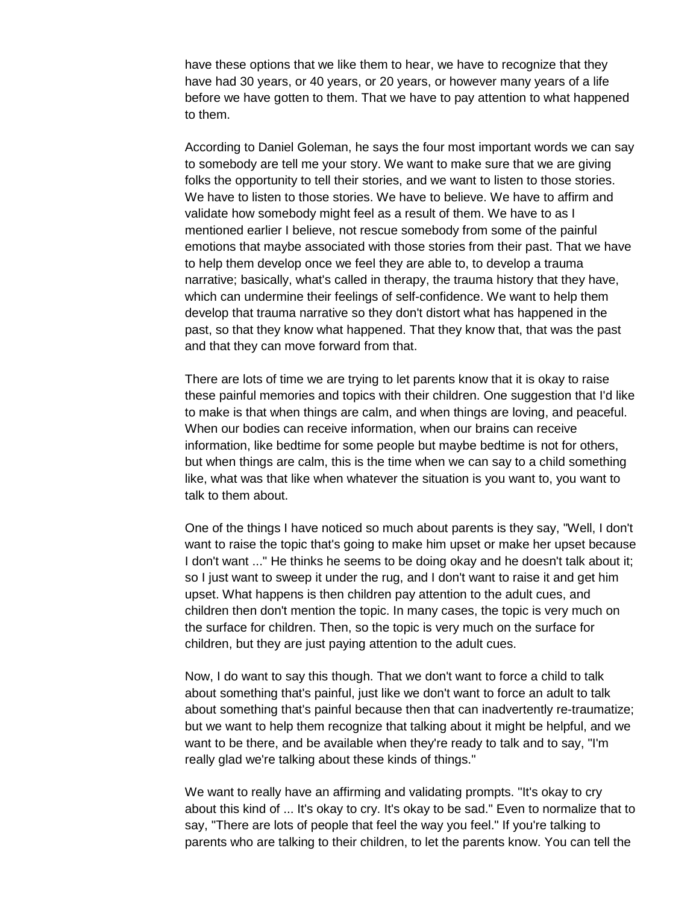have these options that we like them to hear, we have to recognize that they have had 30 years, or 40 years, or 20 years, or however many years of a life before we have gotten to them. That we have to pay attention to what happened to them.

According to Daniel Goleman, he says the four most important words we can say to somebody are tell me your story. We want to make sure that we are giving folks the opportunity to tell their stories, and we want to listen to those stories. We have to listen to those stories. We have to believe. We have to affirm and validate how somebody might feel as a result of them. We have to as I mentioned earlier I believe, not rescue somebody from some of the painful emotions that maybe associated with those stories from their past. That we have to help them develop once we feel they are able to, to develop a trauma narrative; basically, what's called in therapy, the trauma history that they have, which can undermine their feelings of self-confidence. We want to help them develop that trauma narrative so they don't distort what has happened in the past, so that they know what happened. That they know that, that was the past and that they can move forward from that.

There are lots of time we are trying to let parents know that it is okay to raise these painful memories and topics with their children. One suggestion that I'd like to make is that when things are calm, and when things are loving, and peaceful. When our bodies can receive information, when our brains can receive information, like bedtime for some people but maybe bedtime is not for others, but when things are calm, this is the time when we can say to a child something like, what was that like when whatever the situation is you want to, you want to talk to them about.

One of the things I have noticed so much about parents is they say, "Well, I don't want to raise the topic that's going to make him upset or make her upset because I don't want ..." He thinks he seems to be doing okay and he doesn't talk about it; so I just want to sweep it under the rug, and I don't want to raise it and get him upset. What happens is then children pay attention to the adult cues, and children then don't mention the topic. In many cases, the topic is very much on the surface for children. Then, so the topic is very much on the surface for children, but they are just paying attention to the adult cues.

Now, I do want to say this though. That we don't want to force a child to talk about something that's painful, just like we don't want to force an adult to talk about something that's painful because then that can inadvertently re-traumatize; but we want to help them recognize that talking about it might be helpful, and we want to be there, and be available when they're ready to talk and to say, "I'm really glad we're talking about these kinds of things."

We want to really have an affirming and validating prompts. "It's okay to cry about this kind of ... It's okay to cry. It's okay to be sad." Even to normalize that to say, "There are lots of people that feel the way you feel." If you're talking to parents who are talking to their children, to let the parents know. You can tell the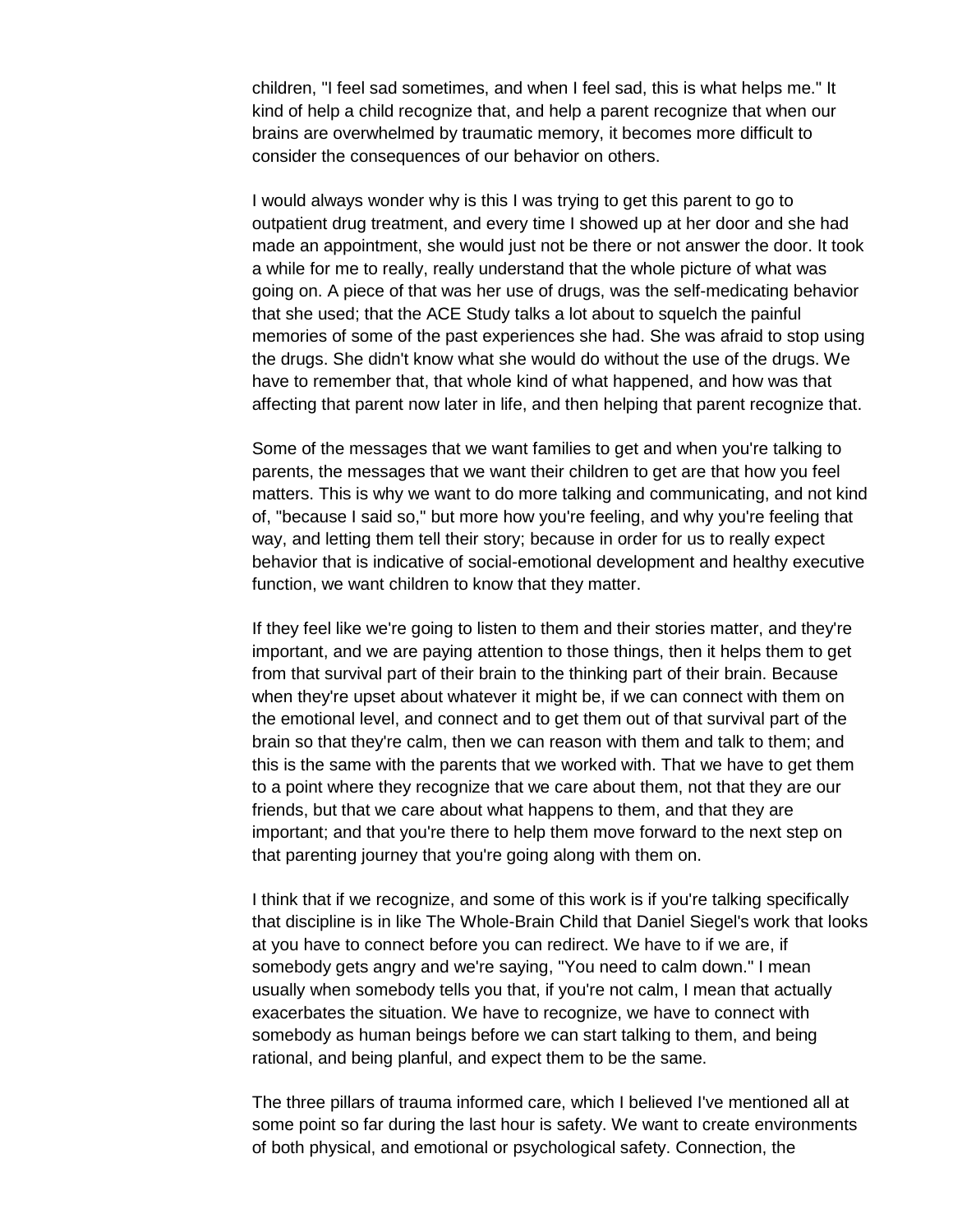children, "I feel sad sometimes, and when I feel sad, this is what helps me." It kind of help a child recognize that, and help a parent recognize that when our brains are overwhelmed by traumatic memory, it becomes more difficult to consider the consequences of our behavior on others.

I would always wonder why is this I was trying to get this parent to go to outpatient drug treatment, and every time I showed up at her door and she had made an appointment, she would just not be there or not answer the door. It took a while for me to really, really understand that the whole picture of what was going on. A piece of that was her use of drugs, was the self-medicating behavior that she used; that the ACE Study talks a lot about to squelch the painful memories of some of the past experiences she had. She was afraid to stop using the drugs. She didn't know what she would do without the use of the drugs. We have to remember that, that whole kind of what happened, and how was that affecting that parent now later in life, and then helping that parent recognize that.

Some of the messages that we want families to get and when you're talking to parents, the messages that we want their children to get are that how you feel matters. This is why we want to do more talking and communicating, and not kind of, "because I said so," but more how you're feeling, and why you're feeling that way, and letting them tell their story; because in order for us to really expect behavior that is indicative of social-emotional development and healthy executive function, we want children to know that they matter.

If they feel like we're going to listen to them and their stories matter, and they're important, and we are paying attention to those things, then it helps them to get from that survival part of their brain to the thinking part of their brain. Because when they're upset about whatever it might be, if we can connect with them on the emotional level, and connect and to get them out of that survival part of the brain so that they're calm, then we can reason with them and talk to them; and this is the same with the parents that we worked with. That we have to get them to a point where they recognize that we care about them, not that they are our friends, but that we care about what happens to them, and that they are important; and that you're there to help them move forward to the next step on that parenting journey that you're going along with them on.

I think that if we recognize, and some of this work is if you're talking specifically that discipline is in like The Whole-Brain Child that Daniel Siegel's work that looks at you have to connect before you can redirect. We have to if we are, if somebody gets angry and we're saying, "You need to calm down." I mean usually when somebody tells you that, if you're not calm, I mean that actually exacerbates the situation. We have to recognize, we have to connect with somebody as human beings before we can start talking to them, and being rational, and being planful, and expect them to be the same.

The three pillars of trauma informed care, which I believed I've mentioned all at some point so far during the last hour is safety. We want to create environments of both physical, and emotional or psychological safety. Connection, the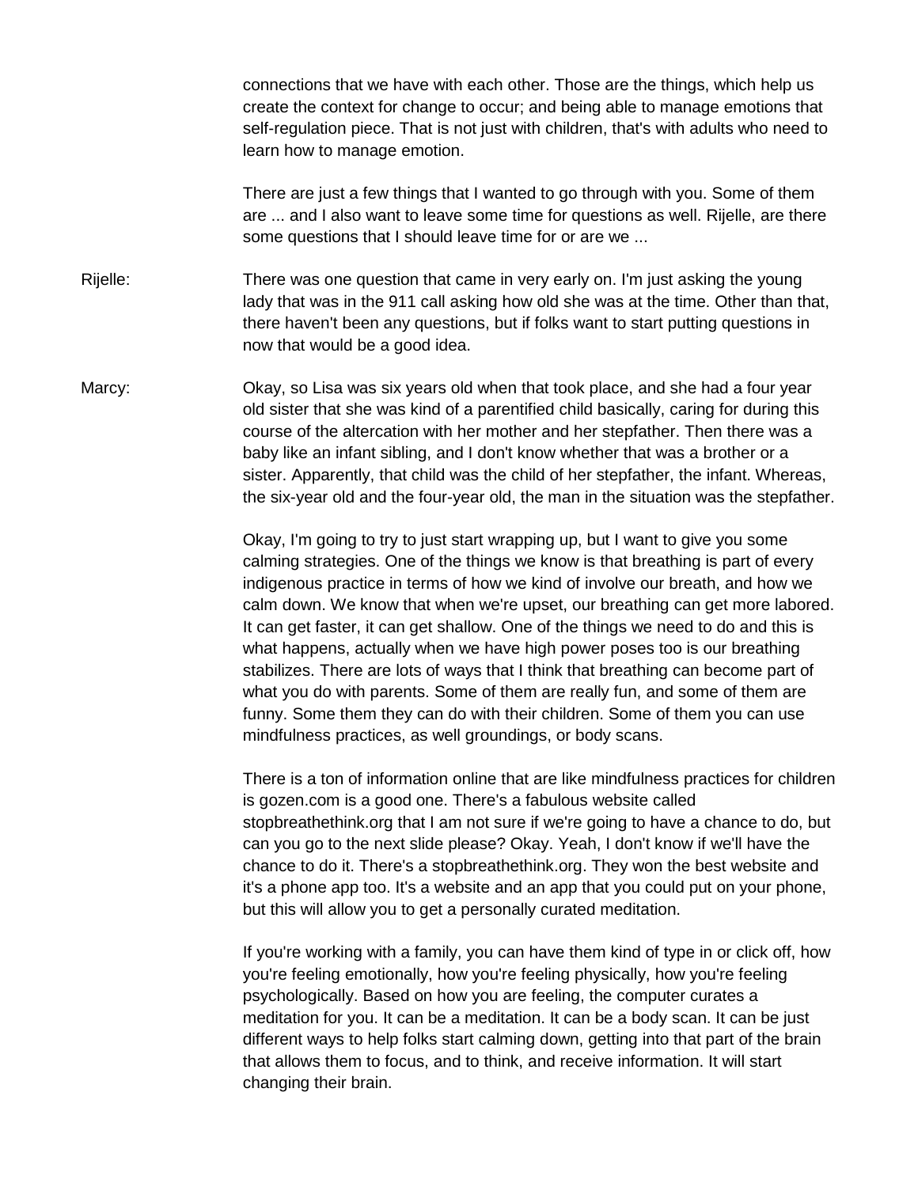connections that we have with each other. Those are the things, which help us create the context for change to occur; and being able to manage emotions that self-regulation piece. That is not just with children, that's with adults who need to learn how to manage emotion.

There are just a few things that I wanted to go through with you. Some of them are ... and I also want to leave some time for questions as well. Rijelle, are there some questions that I should leave time for or are we ...

Rijelle: There was one question that came in very early on. I'm just asking the young lady that was in the 911 call asking how old she was at the time. Other than that, there haven't been any questions, but if folks want to start putting questions in now that would be a good idea.

Marcy: Okay, so Lisa was six years old when that took place, and she had a four year old sister that she was kind of a parentified child basically, caring for during this course of the altercation with her mother and her stepfather. Then there was a baby like an infant sibling, and I don't know whether that was a brother or a sister. Apparently, that child was the child of her stepfather, the infant. Whereas, the six-year old and the four-year old, the man in the situation was the stepfather.

Okay, I'm going to try to just start wrapping up, but I want to give you some calming strategies. One of the things we know is that breathing is part of every indigenous practice in terms of how we kind of involve our breath, and how we calm down. We know that when we're upset, our breathing can get more labored. It can get faster, it can get shallow. One of the things we need to do and this is what happens, actually when we have high power poses too is our breathing stabilizes. There are lots of ways that I think that breathing can become part of what you do with parents. Some of them are really fun, and some of them are funny. Some them they can do with their children. Some of them you can use mindfulness practices, as well groundings, or body scans.

There is a ton of information online that are like mindfulness practices for children is gozen.com is a good one. There's a fabulous website called stopbreathethink.org that I am not sure if we're going to have a chance to do, but can you go to the next slide please? Okay. Yeah, I don't know if we'll have the chance to do it. There's a stopbreathethink.org. They won the best website and it's a phone app too. It's a website and an app that you could put on your phone, but this will allow you to get a personally curated meditation.

If you're working with a family, you can have them kind of type in or click off, how you're feeling emotionally, how you're feeling physically, how you're feeling psychologically. Based on how you are feeling, the computer curates a meditation for you. It can be a meditation. It can be a body scan. It can be just different ways to help folks start calming down, getting into that part of the brain that allows them to focus, and to think, and receive information. It will start changing their brain.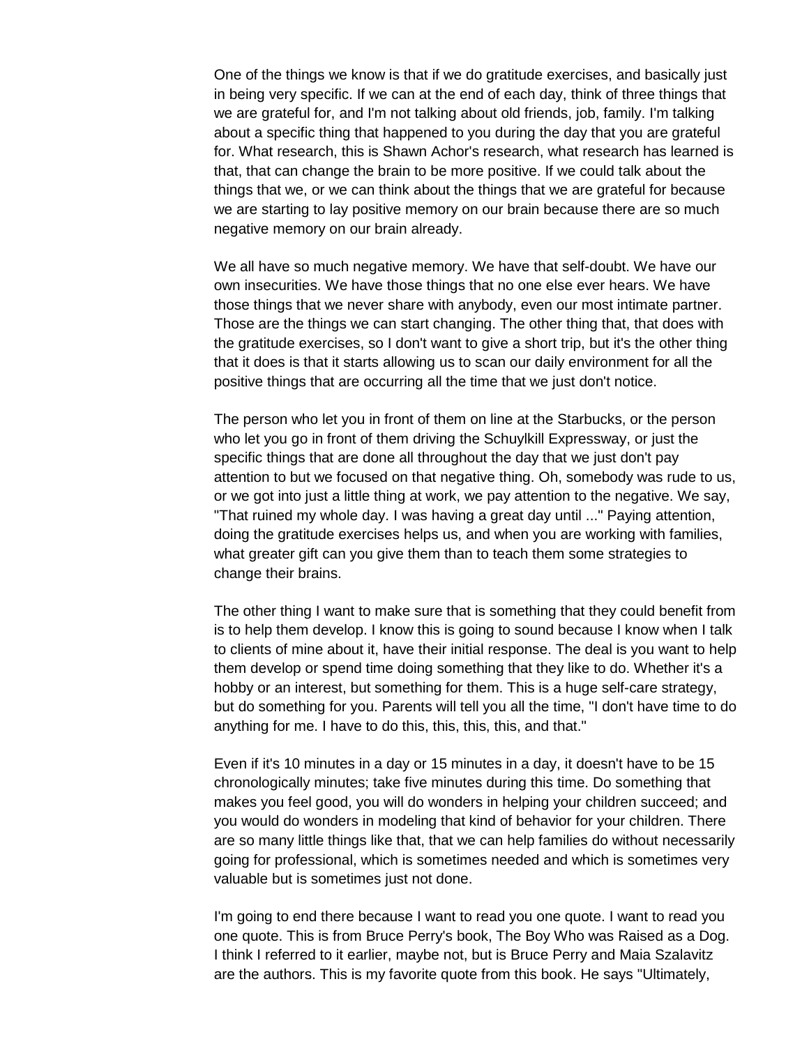One of the things we know is that if we do gratitude exercises, and basically just in being very specific. If we can at the end of each day, think of three things that we are grateful for, and I'm not talking about old friends, job, family. I'm talking about a specific thing that happened to you during the day that you are grateful for. What research, this is Shawn Achor's research, what research has learned is that, that can change the brain to be more positive. If we could talk about the things that we, or we can think about the things that we are grateful for because we are starting to lay positive memory on our brain because there are so much negative memory on our brain already.

We all have so much negative memory. We have that self-doubt. We have our own insecurities. We have those things that no one else ever hears. We have those things that we never share with anybody, even our most intimate partner. Those are the things we can start changing. The other thing that, that does with the gratitude exercises, so I don't want to give a short trip, but it's the other thing that it does is that it starts allowing us to scan our daily environment for all the positive things that are occurring all the time that we just don't notice.

The person who let you in front of them on line at the Starbucks, or the person who let you go in front of them driving the Schuylkill Expressway, or just the specific things that are done all throughout the day that we just don't pay attention to but we focused on that negative thing. Oh, somebody was rude to us, or we got into just a little thing at work, we pay attention to the negative. We say, "That ruined my whole day. I was having a great day until ..." Paying attention, doing the gratitude exercises helps us, and when you are working with families, what greater gift can you give them than to teach them some strategies to change their brains.

The other thing I want to make sure that is something that they could benefit from is to help them develop. I know this is going to sound because I know when I talk to clients of mine about it, have their initial response. The deal is you want to help them develop or spend time doing something that they like to do. Whether it's a hobby or an interest, but something for them. This is a huge self-care strategy, but do something for you. Parents will tell you all the time, "I don't have time to do anything for me. I have to do this, this, this, this, and that."

Even if it's 10 minutes in a day or 15 minutes in a day, it doesn't have to be 15 chronologically minutes; take five minutes during this time. Do something that makes you feel good, you will do wonders in helping your children succeed; and you would do wonders in modeling that kind of behavior for your children. There are so many little things like that, that we can help families do without necessarily going for professional, which is sometimes needed and which is sometimes very valuable but is sometimes just not done.

I'm going to end there because I want to read you one quote. I want to read you one quote. This is from Bruce Perry's book, The Boy Who was Raised as a Dog. I think I referred to it earlier, maybe not, but is Bruce Perry and Maia Szalavitz are the authors. This is my favorite quote from this book. He says "Ultimately,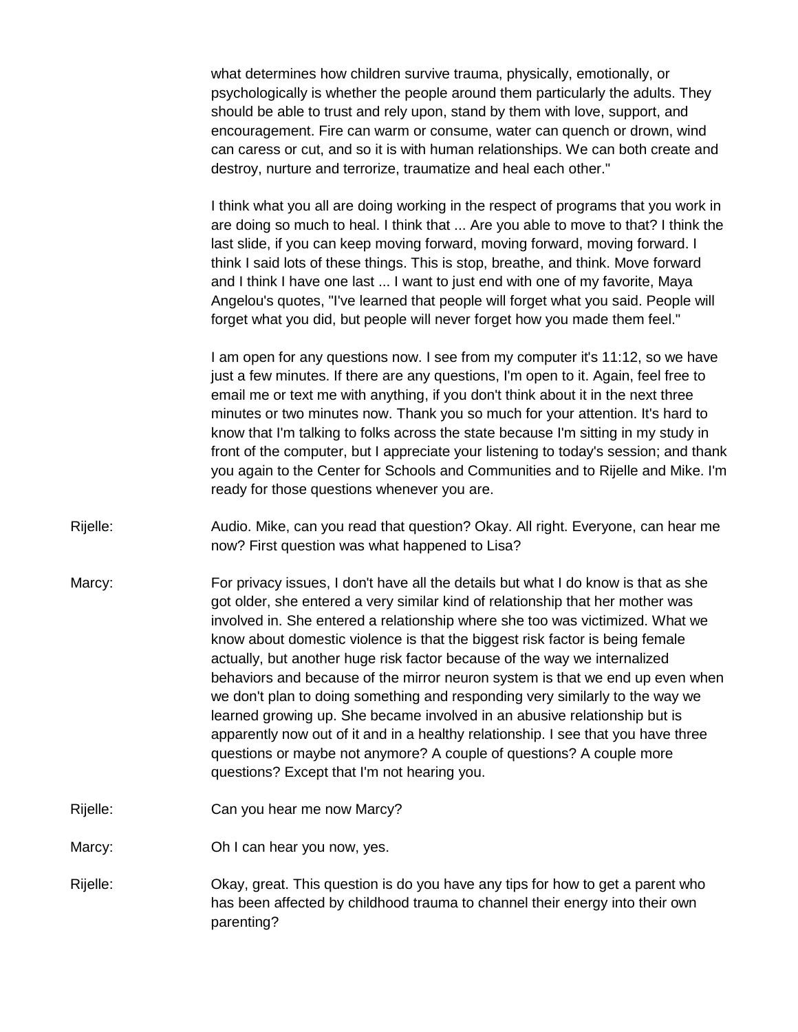what determines how children survive trauma, physically, emotionally, or psychologically is whether the people around them particularly the adults. They should be able to trust and rely upon, stand by them with love, support, and encouragement. Fire can warm or consume, water can quench or drown, wind can caress or cut, and so it is with human relationships. We can both create and destroy, nurture and terrorize, traumatize and heal each other."

I think what you all are doing working in the respect of programs that you work in are doing so much to heal. I think that ... Are you able to move to that? I think the last slide, if you can keep moving forward, moving forward, moving forward. I think I said lots of these things. This is stop, breathe, and think. Move forward and I think I have one last ... I want to just end with one of my favorite, Maya Angelou's quotes, "I've learned that people will forget what you said. People will forget what you did, but people will never forget how you made them feel."

I am open for any questions now. I see from my computer it's 11:12, so we have just a few minutes. If there are any questions, I'm open to it. Again, feel free to email me or text me with anything, if you don't think about it in the next three minutes or two minutes now. Thank you so much for your attention. It's hard to know that I'm talking to folks across the state because I'm sitting in my study in front of the computer, but I appreciate your listening to today's session; and thank you again to the Center for Schools and Communities and to Rijelle and Mike. I'm ready for those questions whenever you are.

Rijelle: Audio. Mike, can you read that question? Okay. All right. Everyone, can hear me now? First question was what happened to Lisa?

Marcy: For privacy issues, I don't have all the details but what I do know is that as she got older, she entered a very similar kind of relationship that her mother was involved in. She entered a relationship where she too was victimized. What we know about domestic violence is that the biggest risk factor is being female actually, but another huge risk factor because of the way we internalized behaviors and because of the mirror neuron system is that we end up even when we don't plan to doing something and responding very similarly to the way we learned growing up. She became involved in an abusive relationship but is apparently now out of it and in a healthy relationship. I see that you have three questions or maybe not anymore? A couple of questions? A couple more questions? Except that I'm not hearing you.

Rijelle: Can you hear me now Marcy?

Marcy: Oh I can hear you now, yes.

Rijelle: Okay, great. This question is do you have any tips for how to get a parent who has been affected by childhood trauma to channel their energy into their own parenting?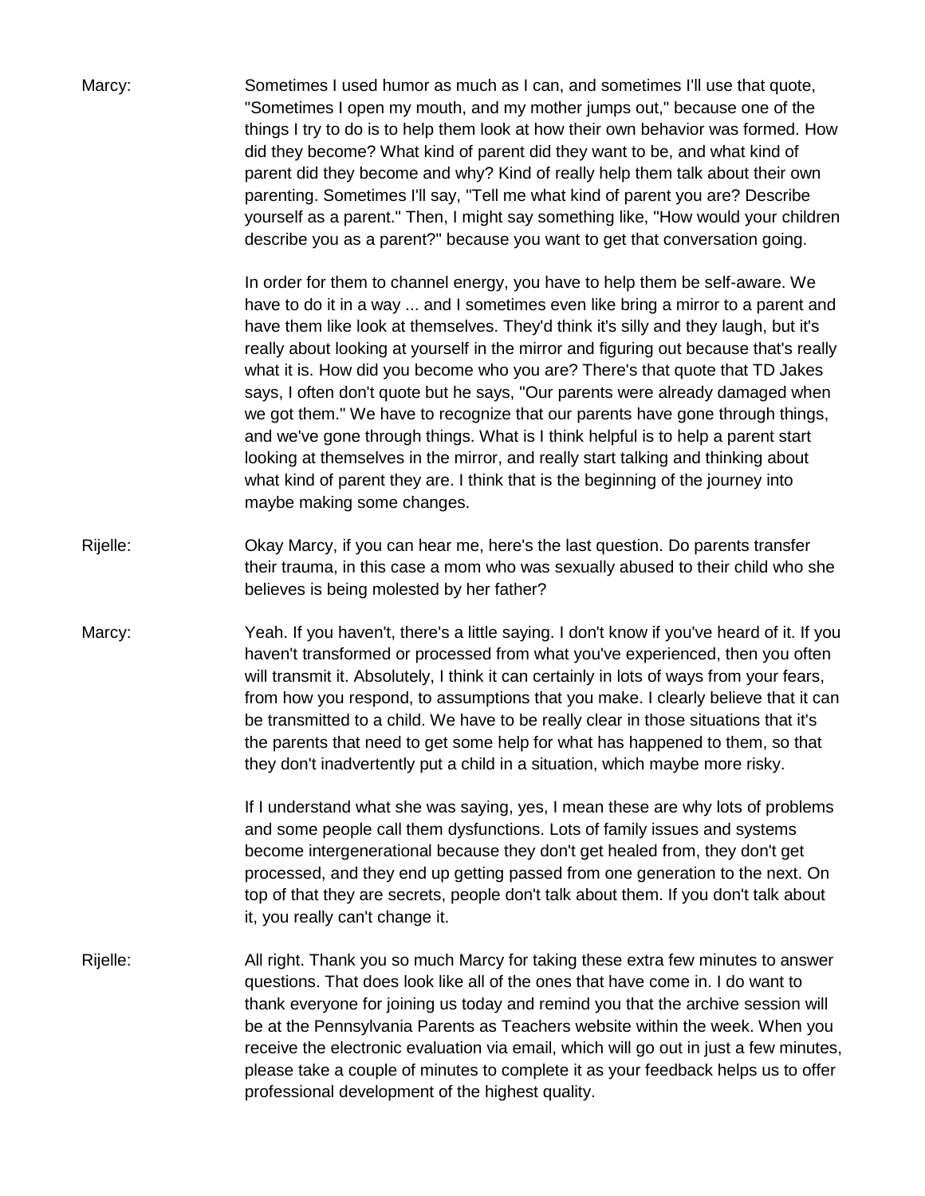Marcy: Sometimes I used humor as much as I can, and sometimes I'll use that quote, "Sometimes I open my mouth, and my mother jumps out," because one of the things I try to do is to help them look at how their own behavior was formed. How did they become? What kind of parent did they want to be, and what kind of parent did they become and why? Kind of really help them talk about their own parenting. Sometimes I'll say, "Tell me what kind of parent you are? Describe yourself as a parent." Then, I might say something like, "How would your children describe you as a parent?" because you want to get that conversation going.

In order for them to channel energy, you have to help them be self-aware. We have to do it in a way ... and I sometimes even like bring a mirror to a parent and have them like look at themselves. They'd think it's silly and they laugh, but it's really about looking at yourself in the mirror and figuring out because that's really what it is. How did you become who you are? There's that quote that TD Jakes says, I often don't quote but he says, "Our parents were already damaged when we got them." We have to recognize that our parents have gone through things, and we've gone through things. What is I think helpful is to help a parent start looking at themselves in the mirror, and really start talking and thinking about what kind of parent they are. I think that is the beginning of the journey into maybe making some changes.

Rijelle: Okay Marcy, if you can hear me, here's the last question. Do parents transfer their trauma, in this case a mom who was sexually abused to their child who she believes is being molested by her father?

Marcy: Yeah. If you haven't, there's a little saying. I don't know if you've heard of it. If you haven't transformed or processed from what you've experienced, then you often will transmit it. Absolutely, I think it can certainly in lots of ways from your fears, from how you respond, to assumptions that you make. I clearly believe that it can be transmitted to a child. We have to be really clear in those situations that it's the parents that need to get some help for what has happened to them, so that they don't inadvertently put a child in a situation, which maybe more risky.

If I understand what she was saying, yes, I mean these are why lots of problems and some people call them dysfunctions. Lots of family issues and systems become intergenerational because they don't get healed from, they don't get processed, and they end up getting passed from one generation to the next. On top of that they are secrets, people don't talk about them. If you don't talk about it, you really can't change it.

Rijelle: All right. Thank you so much Marcy for taking these extra few minutes to answer questions. That does look like all of the ones that have come in. I do want to thank everyone for joining us today and remind you that the archive session will be at the Pennsylvania Parents as Teachers website within the week. When you receive the electronic evaluation via email, which will go out in just a few minutes, please take a couple of minutes to complete it as your feedback helps us to offer professional development of the highest quality.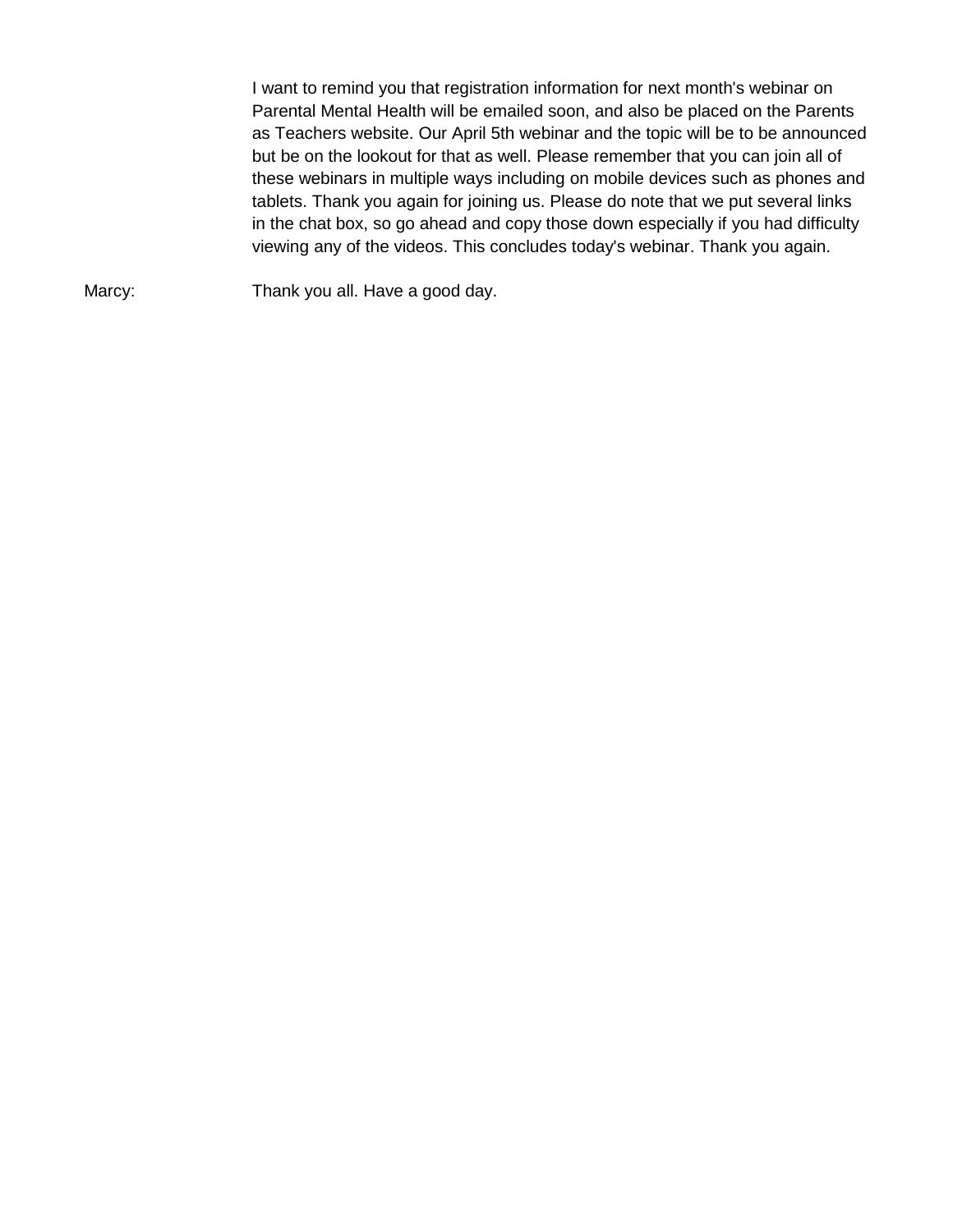I want to remind you that registration information for next month's webinar on Parental Mental Health will be emailed soon, and also be placed on the Parents as Teachers website. Our April 5th webinar and the topic will be to be announced but be on the lookout for that as well. Please remember that you can join all of these webinars in multiple ways including on mobile devices such as phones and tablets. Thank you again for joining us. Please do note that we put several links in the chat box, so go ahead and copy those down especially if you had difficulty viewing any of the videos. This concludes today's webinar. Thank you again.

Marcy: Thank you all. Have a good day.